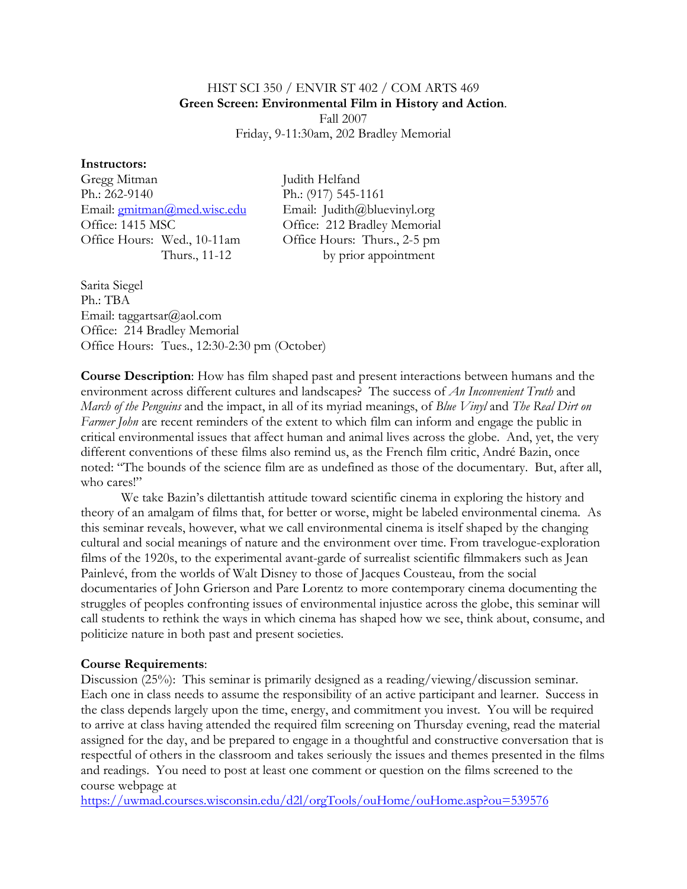HIST SCI 350 / ENVIR ST 402 / COM ARTS 469

**Green Screen: Environmental Film in History and Action**.

Fall 2007

Friday, 9-11:30am, 202 Bradley Memorial

**Instructors:**

Gregg Mitman
Ph.: 262-9140
Email: gmitman@med.wisc.edu
Office: 1415 MSC
Office Hours: Wed., 10-11am
Thurs., 11-12

Judith Helfand
Ph.: (917) 545-1161
Email: Judith@bluevinyl.org
Office: 212 Bradley Memorial
Office Hours: Thurs., 2-5 pm
by prior appointment

Sarita Siegel
Ph.: TBA
Email: taggartsar@aol.com
Office: 214 Bradley Memorial
Office Hours: Tues., 12:30-2:30 pm (October)

**Course Description**: How has film shaped past and present interactions between humans and the environment across different cultures and landscapes? The success of *An Inconvenient Truth* and *March of the Penguins* and the impact, in all of its myriad meanings, of *Blue Vinyl* and *The Real Dirt on Farmer John* are recent reminders of the extent to which film can inform and engage the public in critical environmental issues that affect human and animal lives across the globe. And, yet, the very different conventions of these films also remind us, as the French film critic, André Bazin, once noted: "The bounds of the science film are as undefined as those of the documentary. But, after all, who cares!"

We take Bazin's dilettantish attitude toward scientific cinema in exploring the history and theory of an amalgam of films that, for better or worse, might be labeled environmental cinema. As this seminar reveals, however, what we call environmental cinema is itself shaped by the changing cultural and social meanings of nature and the environment over time. From travelogue-exploration films of the 1920s, to the experimental avant-garde of surrealist scientific filmmakers such as Jean Painlevé, from the worlds of Walt Disney to those of Jacques Cousteau, from the social documentaries of John Grierson and Pare Lorentz to more contemporary cinema documenting the struggles of peoples confronting issues of environmental injustice across the globe, this seminar will call students to rethink the ways in which cinema has shaped how we see, think about, consume, and politicize nature in both past and present societies.

**Course Requirements**:

Discussion (25%): This seminar is primarily designed as a reading/viewing/discussion seminar. Each one in class needs to assume the responsibility of an active participant and learner. Success in the class depends largely upon the time, energy, and commitment you invest. You will be required to arrive at class having attended the required film screening on Thursday evening, read the material assigned for the day, and be prepared to engage in a thoughtful and constructive conversation that is respectful of others in the classroom and takes seriously the issues and themes presented in the films and readings. You need to post at least one comment or question on the films screened to the course webpage at https://uwmad.courses.wisconsin.edu/d2l/orgTools/ouHome/ouHome.asp?ou=539576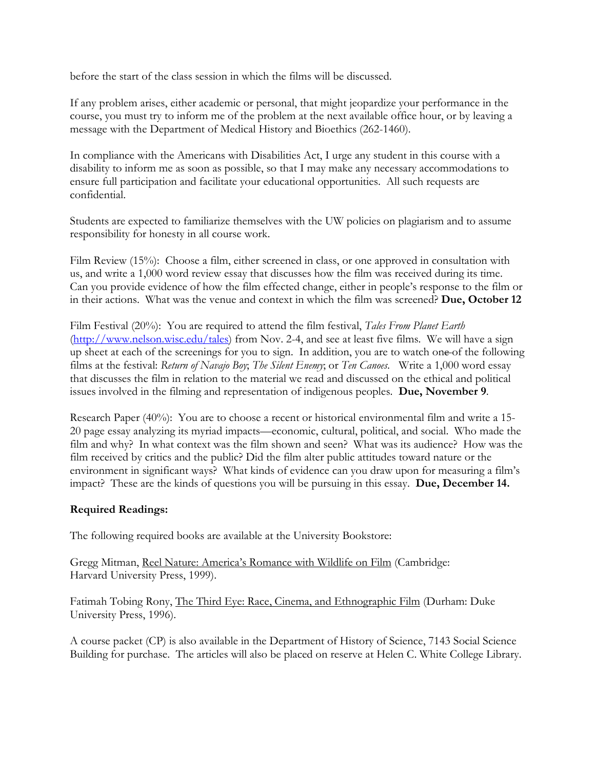before the start of the class session in which the films will be discussed.

If any problem arises, either academic or personal, that might jeopardize your performance in the course, you must try to inform me of the problem at the next available office hour, or by leaving a message with the Department of Medical History and Bioethics (262-1460).

In compliance with the Americans with Disabilities Act, I urge any student in this course with a disability to inform me as soon as possible, so that I may make any necessary accommodations to ensure full participation and facilitate your educational opportunities. All such requests are confidential.

Students are expected to familiarize themselves with the UW policies on plagiarism and to assume responsibility for honesty in all course work.

Film Review (15%): Choose a film, either screened in class, or one approved in consultation with us, and write a 1,000 word review essay that discusses how the film was received during its time. Can you provide evidence of how the film effected change, either in people's response to the film or in their actions. What was the venue and context in which the film was screened? **Due, October 12**

Film Festival (20%): You are required to attend the film festival, *Tales From Planet Earth* (http://www.nelson.wisc.edu/tales) from Nov. 2-4, and see at least five films. We will have a sign up sheet at each of the screenings for you to sign. In addition, you are to watch ~~one~~ of the following films at the festival: *Return of Navajo Boy*; *The Silent Enemy*; or *Ten Canoes*. Write a 1,000 word essay that discusses the film in relation to the material we read and discussed on the ethical and political issues involved in the filming and representation of indigenous peoples. **Due, November 9**.

Research Paper (40%): You are to choose a recent or historical environmental film and write a 15-20 page essay analyzing its myriad impacts—economic, cultural, political, and social. Who made the film and why? In what context was the film shown and seen? What was its audience? How was the film received by critics and the public? Did the film alter public attitudes toward nature or the environment in significant ways? What kinds of evidence can you draw upon for measuring a film's impact? These are the kinds of questions you will be pursuing in this essay. **Due, December 14.**

**Required Readings:**

The following required books are available at the University Bookstore:

Gregg Mitman, Reel Nature: America's Romance with Wildlife on Film (Cambridge: Harvard University Press, 1999).

Fatimah Tobing Rony, The Third Eye: Race, Cinema, and Ethnographic Film (Durham: Duke University Press, 1996).

A course packet (CP) is also available in the Department of History of Science, 7143 Social Science Building for purchase. The articles will also be placed on reserve at Helen C. White College Library.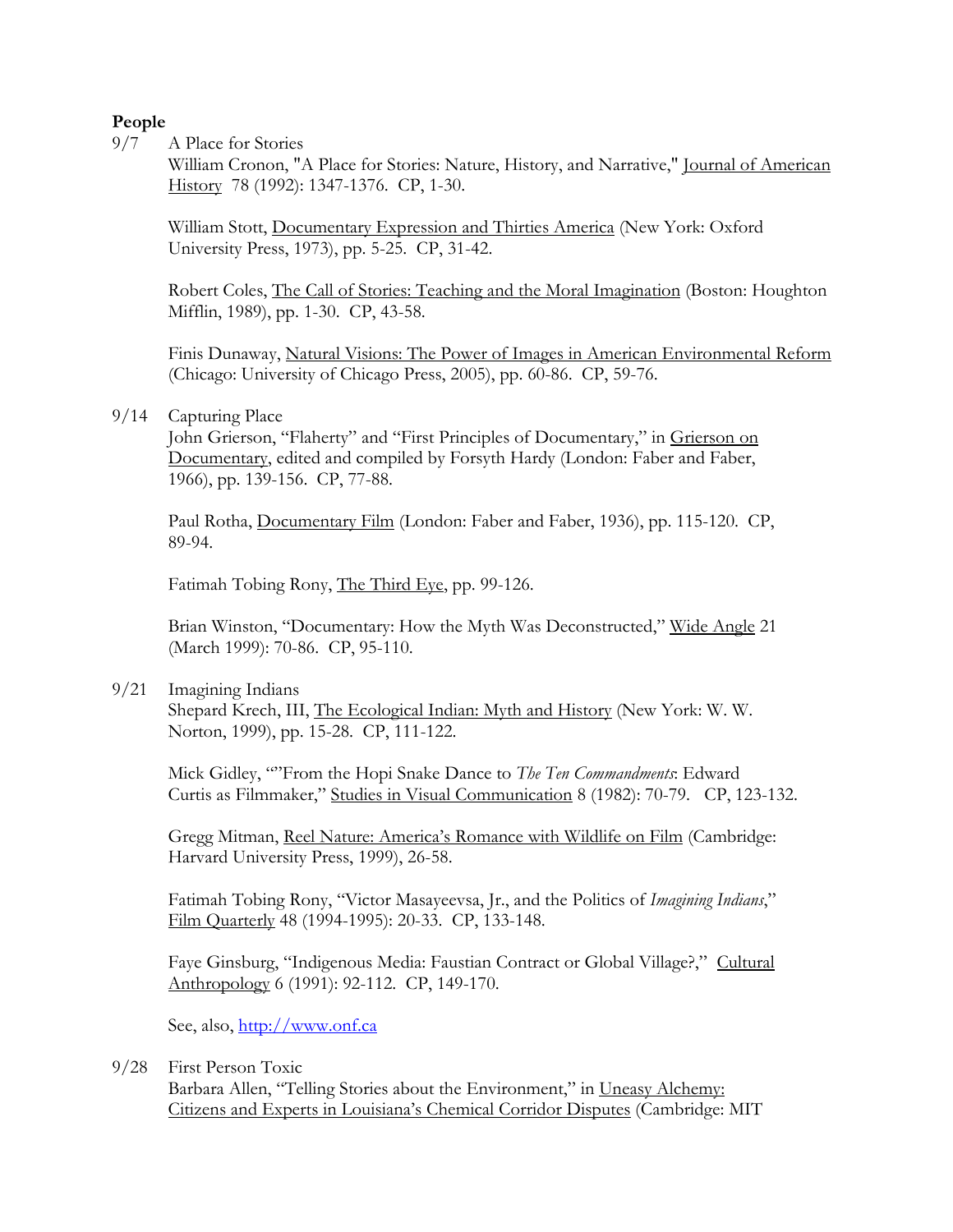**People**

9/7 A Place for Stories

William Cronon, "A Place for Stories: Nature, History, and Narrative," Journal of American History 78 (1992): 1347-1376. CP, 1-30.

William Stott, Documentary Expression and Thirties America (New York: Oxford University Press, 1973), pp. 5-25. CP, 31-42.

Robert Coles, The Call of Stories: Teaching and the Moral Imagination (Boston: Houghton Mifflin, 1989), pp. 1-30. CP, 43-58.

Finis Dunaway, Natural Visions: The Power of Images in American Environmental Reform (Chicago: University of Chicago Press, 2005), pp. 60-86. CP, 59-76.

9/14 Capturing Place

John Grierson, "Flaherty" and "First Principles of Documentary," in Grierson on Documentary, edited and compiled by Forsyth Hardy (London: Faber and Faber, 1966), pp. 139-156. CP, 77-88.

Paul Rotha, Documentary Film (London: Faber and Faber, 1936), pp. 115-120. CP, 89-94.

Fatimah Tobing Rony, The Third Eye, pp. 99-126.

Brian Winston, "Documentary: How the Myth Was Deconstructed," Wide Angle 21 (March 1999): 70-86. CP, 95-110.

9/21 Imagining Indians

Shepard Krech, III, The Ecological Indian: Myth and History (New York: W. W. Norton, 1999), pp. 15-28. CP, 111-122.

Mick Gidley, ""From the Hopi Snake Dance to *The Ten Commandments*: Edward Curtis as Filmmaker," Studies in Visual Communication 8 (1982): 70-79. CP, 123-132.

Gregg Mitman, Reel Nature: America's Romance with Wildlife on Film (Cambridge: Harvard University Press, 1999), 26-58.

Fatimah Tobing Rony, "Victor Masayeevsa, Jr., and the Politics of *Imagining Indians*," Film Quarterly 48 (1994-1995): 20-33. CP, 133-148.

Faye Ginsburg, "Indigenous Media: Faustian Contract or Global Village?," Cultural Anthropology 6 (1991): 92-112. CP, 149-170.

See, also, http://www.onf.ca

9/28 First Person Toxic

Barbara Allen, "Telling Stories about the Environment," in Uneasy Alchemy: Citizens and Experts in Louisiana's Chemical Corridor Disputes (Cambridge: MIT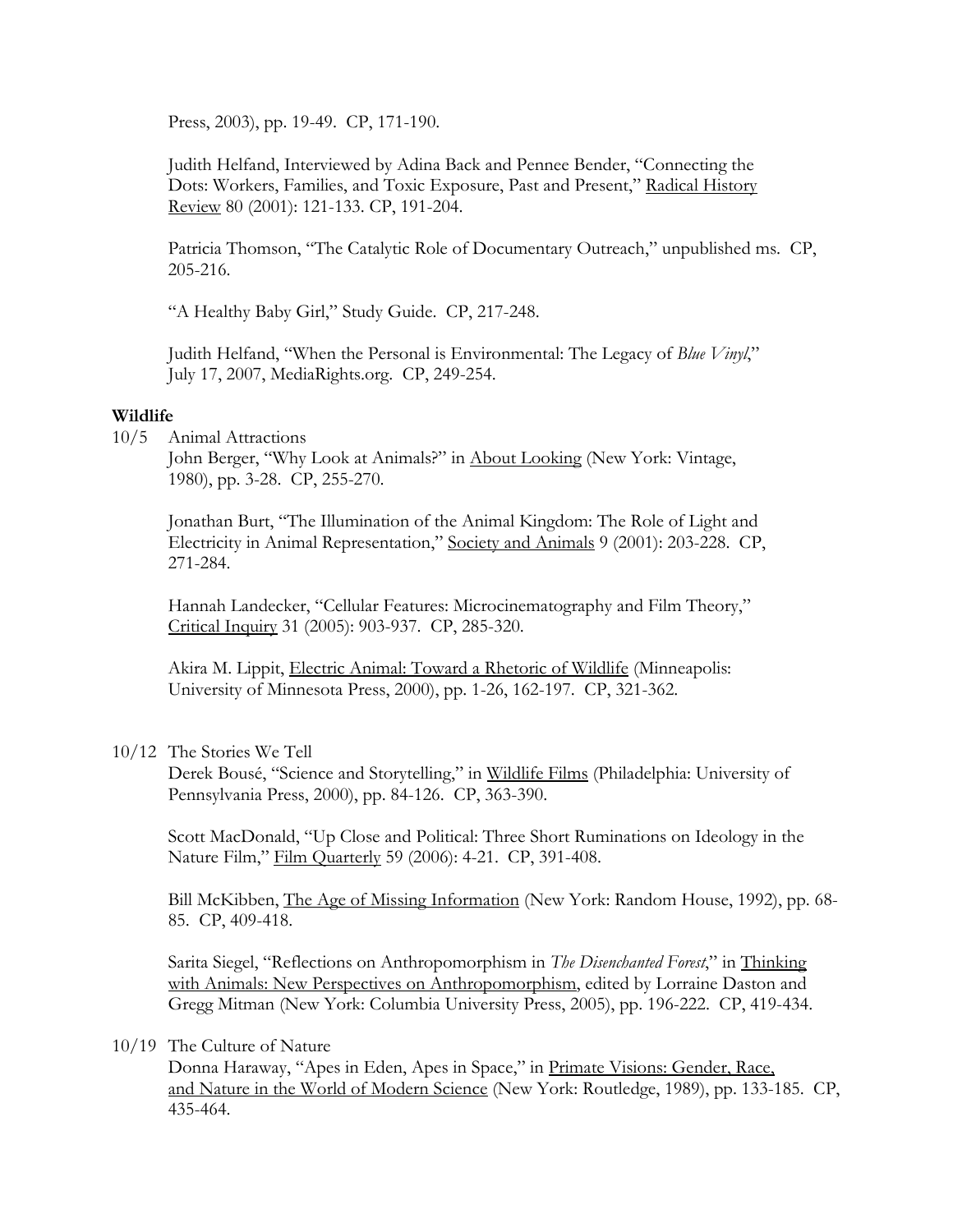Press, 2003), pp. 19-49. CP, 171-190.

Judith Helfand, Interviewed by Adina Back and Pennee Bender, "Connecting the Dots: Workers, Families, and Toxic Exposure, Past and Present," Radical History Review 80 (2001): 121-133. CP, 191-204.

Patricia Thomson, "The Catalytic Role of Documentary Outreach," unpublished ms. CP, 205-216.

"A Healthy Baby Girl," Study Guide. CP, 217-248.

Judith Helfand, "When the Personal is Environmental: The Legacy of *Blue Vinyl*," July 17, 2007, MediaRights.org. CP, 249-254.

**Wildlife**

10/5 Animal Attractions

John Berger, "Why Look at Animals?" in About Looking (New York: Vintage, 1980), pp. 3-28. CP, 255-270.

Jonathan Burt, "The Illumination of the Animal Kingdom: The Role of Light and Electricity in Animal Representation," Society and Animals 9 (2001): 203-228. CP, 271-284.

Hannah Landecker, "Cellular Features: Microcinematography and Film Theory," Critical Inquiry 31 (2005): 903-937. CP, 285-320.

Akira M. Lippit, Electric Animal: Toward a Rhetoric of Wildlife (Minneapolis: University of Minnesota Press, 2000), pp. 1-26, 162-197. CP, 321-362.

10/12 The Stories We Tell

Derek Bousé, "Science and Storytelling," in Wildlife Films (Philadelphia: University of Pennsylvania Press, 2000), pp. 84-126. CP, 363-390.

Scott MacDonald, "Up Close and Political: Three Short Ruminations on Ideology in the Nature Film," Film Quarterly 59 (2006): 4-21. CP, 391-408.

Bill McKibben, The Age of Missing Information (New York: Random House, 1992), pp. 68-85. CP, 409-418.

Sarita Siegel, "Reflections on Anthropomorphism in *The Disenchanted Forest*," in Thinking with Animals: New Perspectives on Anthropomorphism, edited by Lorraine Daston and Gregg Mitman (New York: Columbia University Press, 2005), pp. 196-222. CP, 419-434.

10/19 The Culture of Nature

Donna Haraway, "Apes in Eden, Apes in Space," in Primate Visions: Gender, Race, and Nature in the World of Modern Science (New York: Routledge, 1989), pp. 133-185. CP, 435-464.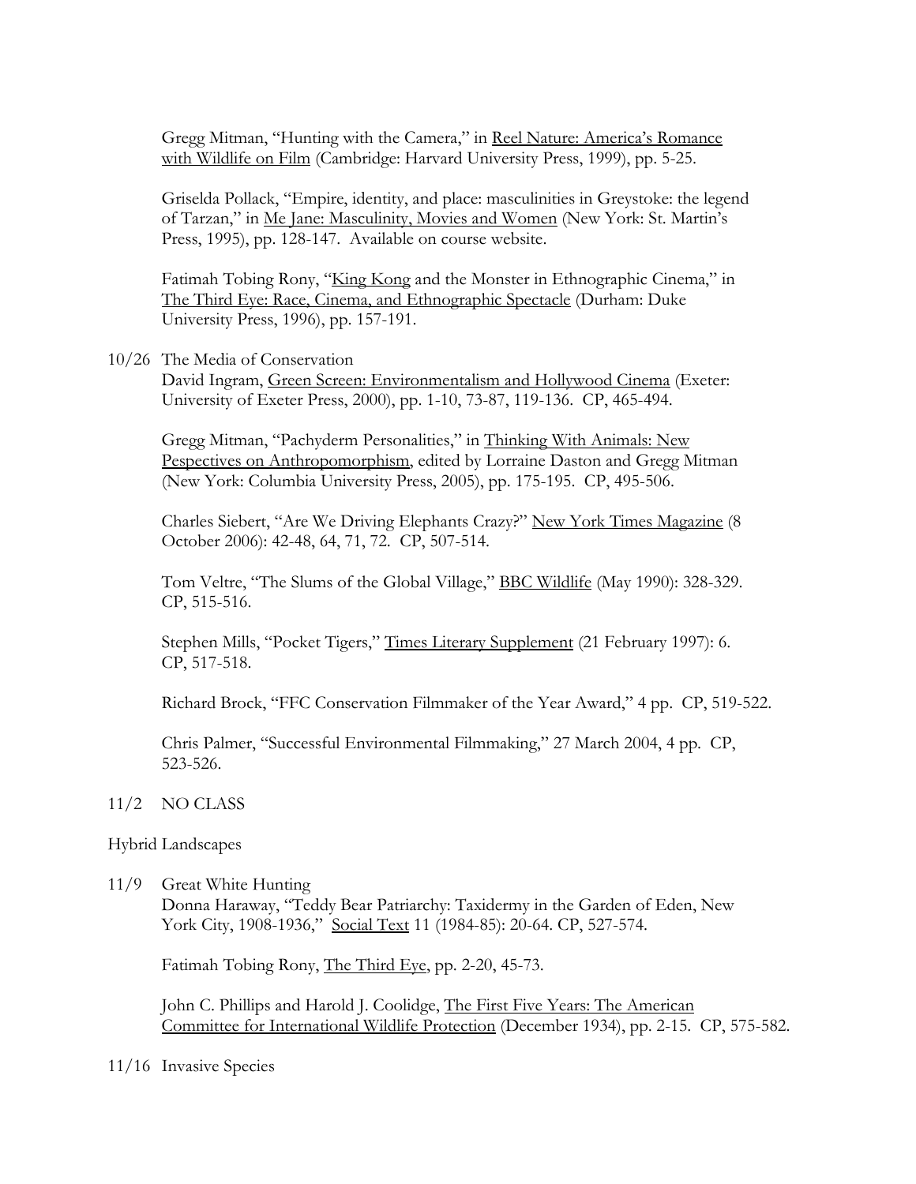Gregg Mitman, "Hunting with the Camera," in Reel Nature: America's Romance with Wildlife on Film (Cambridge: Harvard University Press, 1999), pp. 5-25.

Griselda Pollack, "Empire, identity, and place: masculinities in Greystoke: the legend of Tarzan," in Me Jane: Masculinity, Movies and Women (New York: St. Martin's Press, 1995), pp. 128-147. Available on course website.

Fatimah Tobing Rony, "King Kong and the Monster in Ethnographic Cinema," in The Third Eye: Race, Cinema, and Ethnographic Spectacle (Durham: Duke University Press, 1996), pp. 157-191.

10/26 The Media of Conservation

David Ingram, Green Screen: Environmentalism and Hollywood Cinema (Exeter: University of Exeter Press, 2000), pp. 1-10, 73-87, 119-136. CP, 465-494.

Gregg Mitman, "Pachyderm Personalities," in Thinking With Animals: New Pespectives on Anthropomorphism, edited by Lorraine Daston and Gregg Mitman (New York: Columbia University Press, 2005), pp. 175-195. CP, 495-506.

Charles Siebert, "Are We Driving Elephants Crazy?" New York Times Magazine (8 October 2006): 42-48, 64, 71, 72. CP, 507-514.

Tom Veltre, "The Slums of the Global Village," BBC Wildlife (May 1990): 328-329. CP, 515-516.

Stephen Mills, "Pocket Tigers," Times Literary Supplement (21 February 1997): 6. CP, 517-518.

Richard Brock, "FFC Conservation Filmmaker of the Year Award," 4 pp. CP, 519-522.

Chris Palmer, "Successful Environmental Filmmaking," 27 March 2004, 4 pp. CP, 523-526.

11/2 NO CLASS

Hybrid Landscapes

11/9 Great White Hunting

Donna Haraway, "Teddy Bear Patriarchy: Taxidermy in the Garden of Eden, New York City, 1908-1936," Social Text 11 (1984-85): 20-64. CP, 527-574.

Fatimah Tobing Rony, The Third Eye, pp. 2-20, 45-73.

John C. Phillips and Harold J. Coolidge, The First Five Years: The American Committee for International Wildlife Protection (December 1934), pp. 2-15. CP, 575-582.

11/16 Invasive Species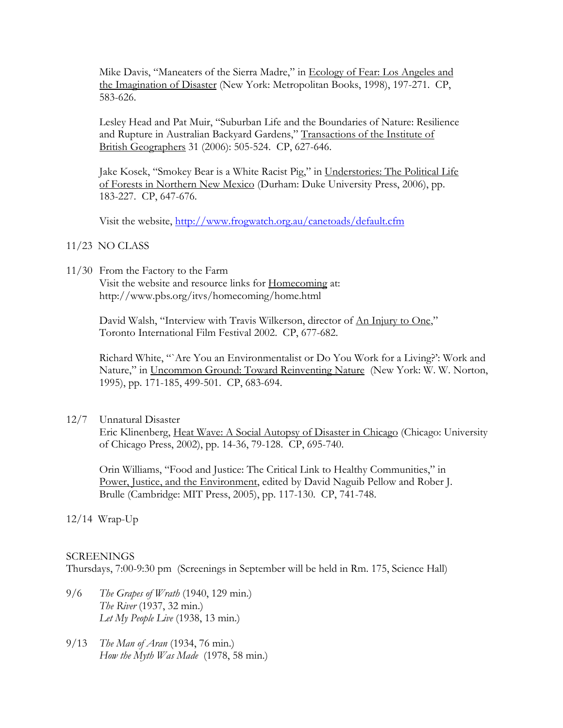Mike Davis, "Maneaters of the Sierra Madre," in Ecology of Fear: Los Angeles and the Imagination of Disaster (New York: Metropolitan Books, 1998), 197-271. CP, 583-626.

Lesley Head and Pat Muir, "Suburban Life and the Boundaries of Nature: Resilience and Rupture in Australian Backyard Gardens," Transactions of the Institute of British Geographers 31 (2006): 505-524. CP, 627-646.

Jake Kosek, "Smokey Bear is a White Racist Pig," in Understories: The Political Life of Forests in Northern New Mexico (Durham: Duke University Press, 2006), pp. 183-227. CP, 647-676.

Visit the website, http://www.frogwatch.org.au/canetoads/default.cfm

11/23 NO CLASS

11/30 From the Factory to the Farm
Visit the website and resource links for Homecoming at:
http://www.pbs.org/itvs/homecoming/home.html

David Walsh, "Interview with Travis Wilkerson, director of An Injury to One," Toronto International Film Festival 2002. CP, 677-682.

Richard White, "`Are You an Environmentalist or Do You Work for a Living?': Work and Nature," in Uncommon Ground: Toward Reinventing Nature (New York: W. W. Norton, 1995), pp. 171-185, 499-501. CP, 683-694.

12/7 Unnatural Disaster
Eric Klinenberg, Heat Wave: A Social Autopsy of Disaster in Chicago (Chicago: University of Chicago Press, 2002), pp. 14-36, 79-128. CP, 695-740.

Orin Williams, "Food and Justice: The Critical Link to Healthy Communities," in Power, Justice, and the Environment, edited by David Naguib Pellow and Rober J. Brulle (Cambridge: MIT Press, 2005), pp. 117-130. CP, 741-748.

12/14 Wrap-Up

SCREENINGS
Thursdays, 7:00-9:30 pm (Screenings in September will be held in Rm. 175, Science Hall)

9/6 *The Grapes of Wrath* (1940, 129 min.)
*The River* (1937, 32 min.)
*Let My People Live* (1938, 13 min.)

9/13 *The Man of Aran* (1934, 76 min.)
*How the Myth Was Made* (1978, 58 min.)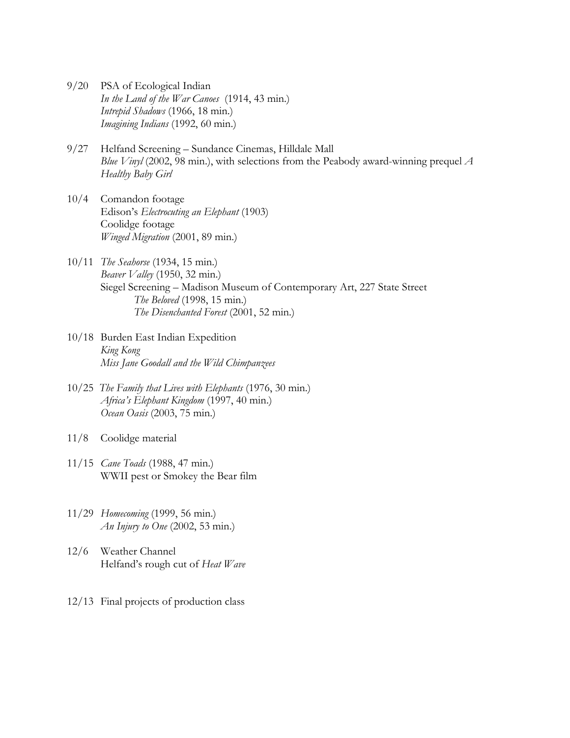9/20 PSA of Ecological Indian
*In the Land of the War Canoes* (1914, 43 min.)
*Intrepid Shadows* (1966, 18 min.)
*Imagining Indians* (1992, 60 min.)

9/27 Helfand Screening – Sundance Cinemas, Hilldale Mall
*Blue Vinyl* (2002, 98 min.), with selections from the Peabody award-winning prequel *A Healthy Baby Girl*

10/4 Comandon footage
Edison's *Electrocuting an Elephant* (1903)
Coolidge footage
*Winged Migration* (2001, 89 min.)

10/11 *The Seahorse* (1934, 15 min.)
*Beaver Valley* (1950, 32 min.)
Siegel Screening – Madison Museum of Contemporary Art, 227 State Street
*The Beloved* (1998, 15 min.)
*The Disenchanted Forest* (2001, 52 min.)

10/18 Burden East Indian Expedition
*King Kong*
*Miss Jane Goodall and the Wild Chimpanzees*

10/25 *The Family that Lives with Elephants* (1976, 30 min.)
*Africa's Elephant Kingdom* (1997, 40 min.)
*Ocean Oasis* (2003, 75 min.)

11/8 Coolidge material

11/15 *Cane Toads* (1988, 47 min.)
WWII pest or Smokey the Bear film

11/29 *Homecoming* (1999, 56 min.)
*An Injury to One* (2002, 53 min.)

12/6 Weather Channel
Helfand's rough cut of *Heat Wave*

12/13 Final projects of production class